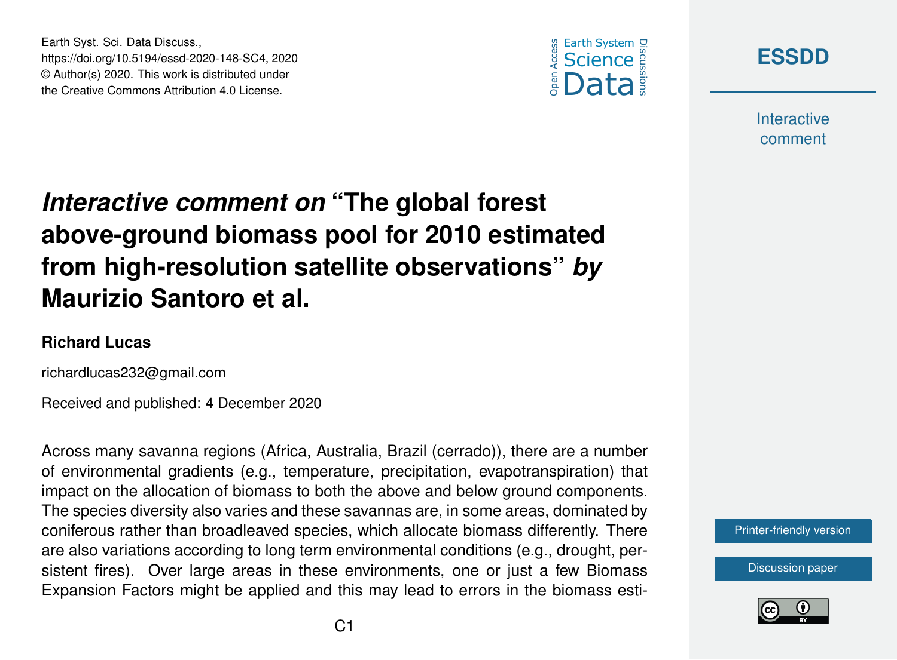# *Interactive comment on* "The global forest above-ground biomass pool for 2010 estimated from high-resolution satellite observations" *by* Maurizio Santoro et al.

**Richard Lucas**

richardlucas232@gmail.com

Received and published: 4 December 2020

Across many savanna regions (Africa, Australia, Brazil (cerrado)), there are a number of environmental gradients (e.g., temperature, precipitation, evapotranspiration) that impact on the allocation of biomass to both the above and below ground components. The species diversity also varies and these savannas are, in some areas, dominated by coniferous rather than broadleaved species, which allocate biomass differently. There are also variations according to long term environmental conditions (e.g., drought, persistent fires). Over large areas in these environments, one or just a few Biomass Expansion Factors might be applied and this may lead to errors in the biomass esti-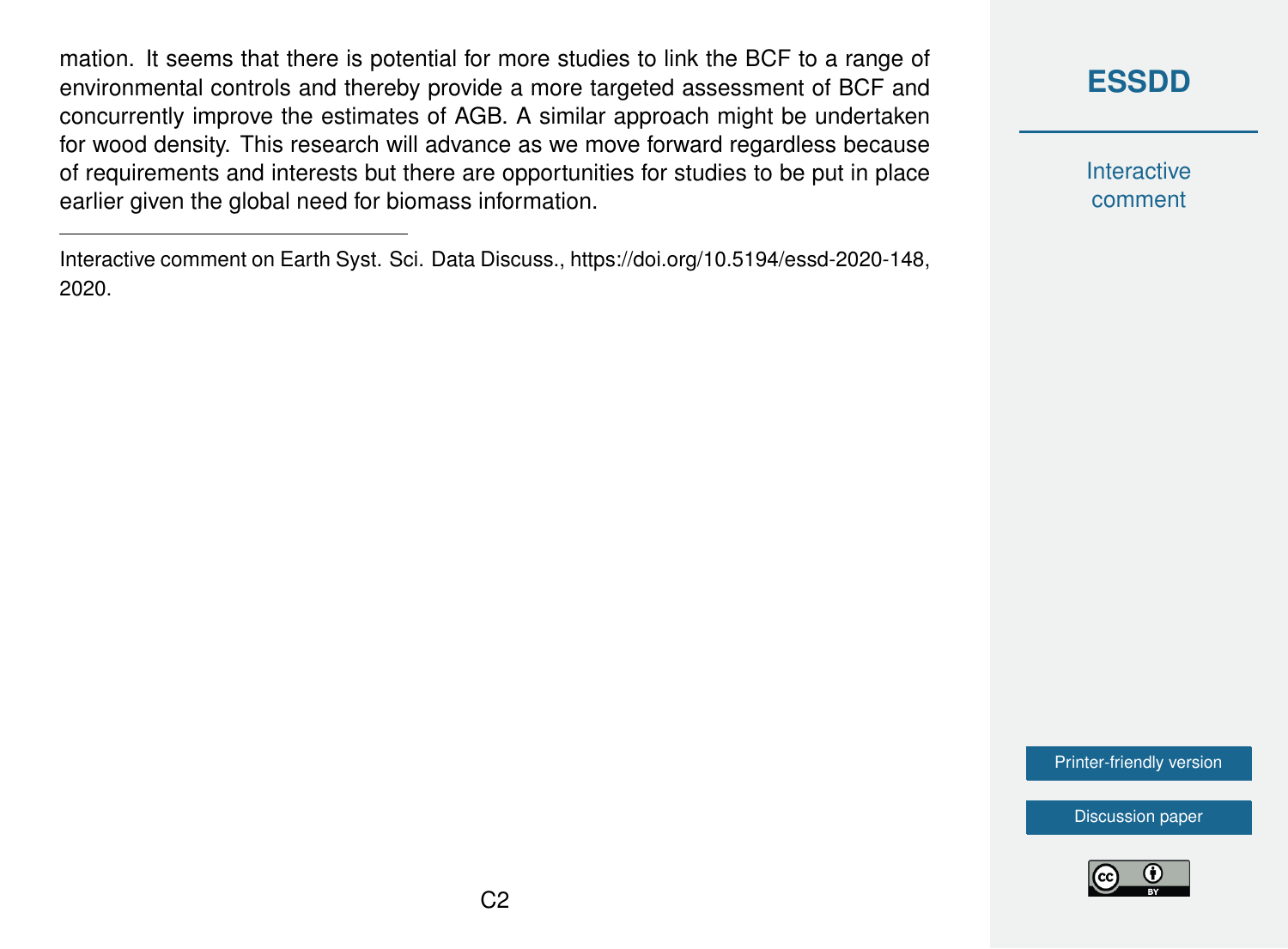mation. It seems that there is potential for more studies to link the BCF to a range of environmental controls and thereby provide a more targeted assessment of BCF and concurrently improve the estimates of AGB. A similar approach might be undertaken for wood density. This research will advance as we move forward regardless because of requirements and interests but there are opportunities for studies to be put in place earlier given the global need for biomass information.

---

Interactive comment on Earth Syst. Sci. Data Discuss., https://doi.org/10.5194/essd-2020-148, 2020.